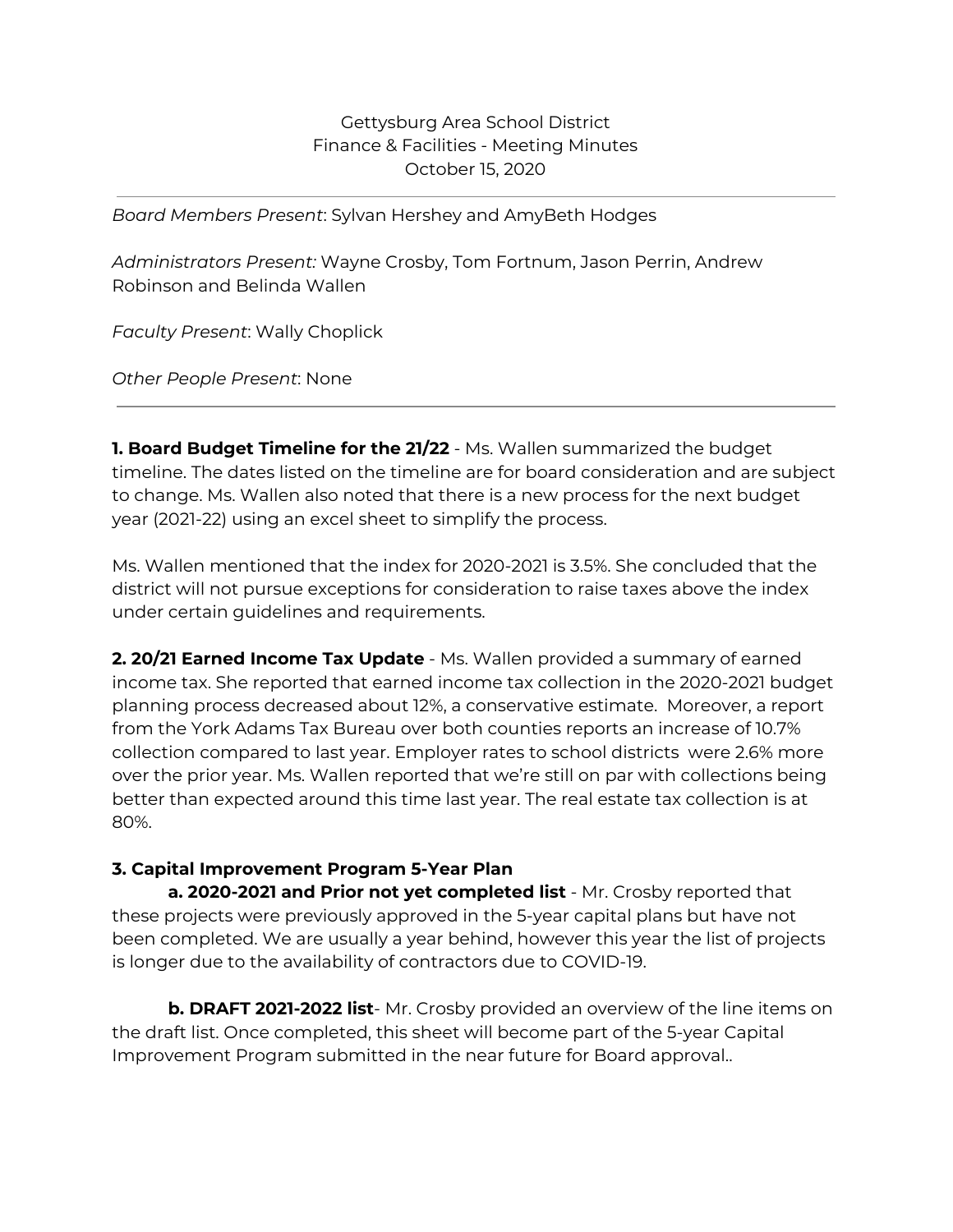Gettysburg Area School District
Finance & Facilities - Meeting Minutes
October 15, 2020

---

*Board Members Present*: Sylvan Hershey and AmyBeth Hodges

*Administrators Present:* Wayne Crosby, Tom Fortnum, Jason Perrin, Andrew Robinson and Belinda Wallen

*Faculty Present*: Wally Choplick

*Other People Present*: None

---

**1. Board Budget Timeline for the 21/22** - Ms. Wallen summarized the budget timeline. The dates listed on the timeline are for board consideration and are subject to change. Ms. Wallen also noted that there is a new process for the next budget year (2021-22) using an excel sheet to simplify the process.

Ms. Wallen mentioned that the index for 2020-2021 is 3.5%. She concluded that the district will not pursue exceptions for consideration to raise taxes above the index under certain guidelines and requirements.

**2. 20/21 Earned Income Tax Update** - Ms. Wallen provided a summary of earned income tax. She reported that earned income tax collection in the 2020-2021 budget planning process decreased about 12%, a conservative estimate. Moreover, a report from the York Adams Tax Bureau over both counties reports an increase of 10.7% collection compared to last year. Employer rates to school districts were 2.6% more over the prior year. Ms. Wallen reported that we're still on par with collections being better than expected around this time last year. The real estate tax collection is at 80%.

**3. Capital Improvement Program 5-Year Plan**

**a. 2020-2021 and Prior not yet completed list** - Mr. Crosby reported that these projects were previously approved in the 5-year capital plans but have not been completed. We are usually a year behind, however this year the list of projects is longer due to the availability of contractors due to COVID-19.

**b. DRAFT 2021-2022 list**- Mr. Crosby provided an overview of the line items on the draft list. Once completed, this sheet will become part of the 5-year Capital Improvement Program submitted in the near future for Board approval..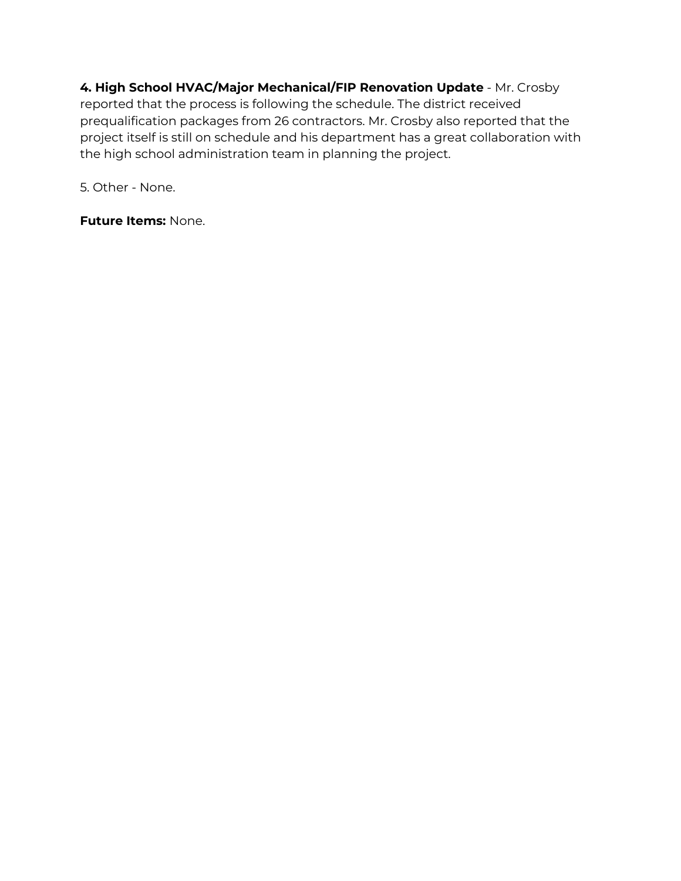**4. High School HVAC/Major Mechanical/FIP Renovation Update** - Mr. Crosby reported that the process is following the schedule. The district received prequalification packages from 26 contractors. Mr. Crosby also reported that the project itself is still on schedule and his department has a great collaboration with the high school administration team in planning the project.

5. Other - None.

**Future Items:** None.